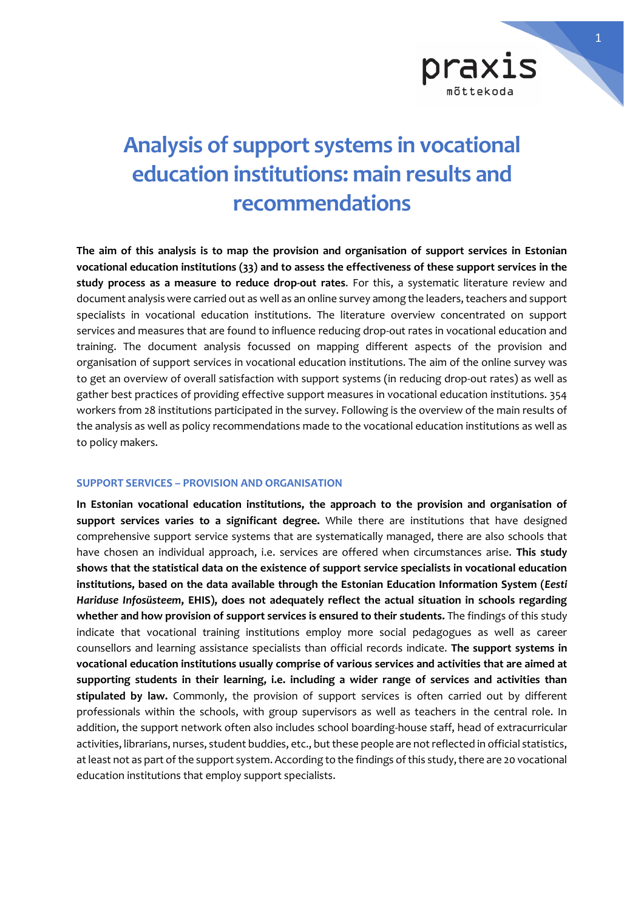# Analysis of support systems in vocational education institutions: main results and recommendations

**The aim of this analysis is to map the provision and organisation of support services in Estonian vocational education institutions (33) and to assess the effectiveness of these support services in the study process as a measure to reduce drop-out rates**. For this, a systematic literature review and document analysis were carried out as well as an online survey among the leaders, teachers and support specialists in vocational education institutions. The literature overview concentrated on support services and measures that are found to influence reducing drop-out rates in vocational education and training. The document analysis focussed on mapping different aspects of the provision and organisation of support services in vocational education institutions. The aim of the online survey was to get an overview of overall satisfaction with support systems (in reducing drop-out rates) as well as gather best practices of providing effective support measures in vocational education institutions. 354 workers from 28 institutions participated in the survey. Following is the overview of the main results of the analysis as well as policy recommendations made to the vocational education institutions as well as to policy makers.

## SUPPORT SERVICES – PROVISION AND ORGANISATION

**In Estonian vocational education institutions, the approach to the provision and organisation of support services varies to a significant degree.** While there are institutions that have designed comprehensive support service systems that are systematically managed, there are also schools that have chosen an individual approach, i.e. services are offered when circumstances arise. **This study shows that the statistical data on the existence of support service specialists in vocational education institutions, based on the data available through the Estonian Education Information System (*Eesti Hariduse Infosüsteem*, EHIS), does not adequately reflect the actual situation in schools regarding whether and how provision of support services is ensured to their students.** The findings of this study indicate that vocational training institutions employ more social pedagogues as well as career counsellors and learning assistance specialists than official records indicate. **The support systems in vocational education institutions usually comprise of various services and activities that are aimed at supporting students in their learning, i.e. including a wider range of services and activities than stipulated by law.** Commonly, the provision of support services is often carried out by different professionals within the schools, with group supervisors as well as teachers in the central role. In addition, the support network often also includes school boarding-house staff, head of extracurricular activities, librarians, nurses, student buddies, etc., but these people are not reflected in official statistics, at least not as part of the support system. According to the findings of this study, there are 20 vocational education institutions that employ support specialists.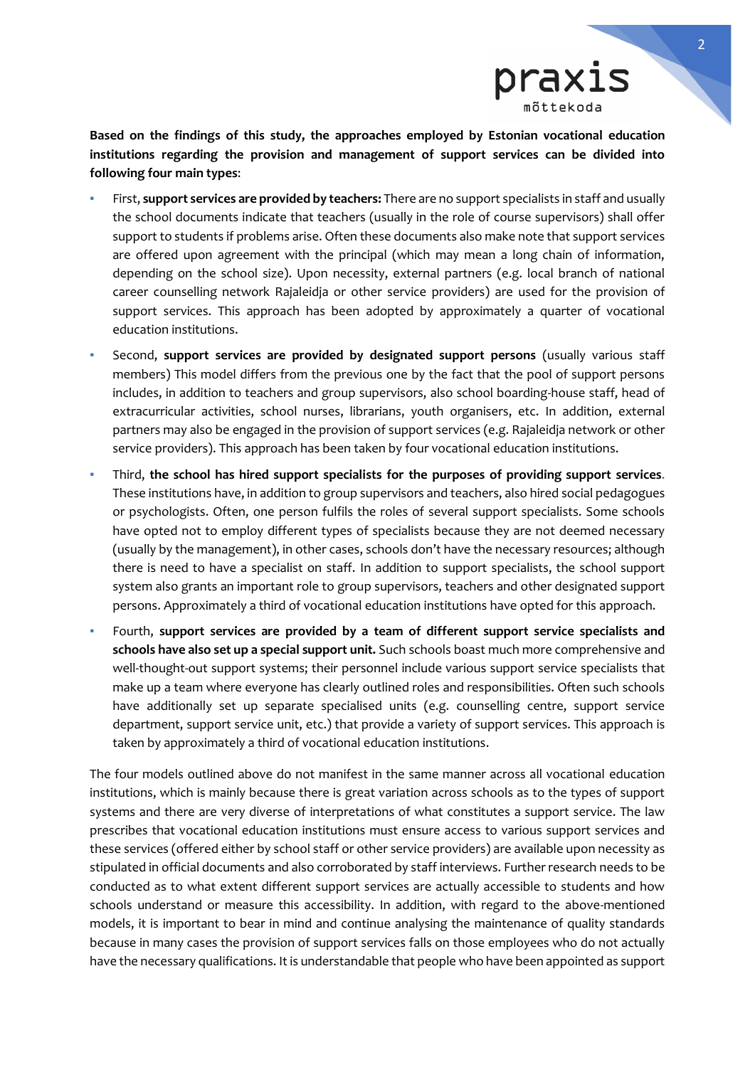**Based on the findings of this study, the approaches employed by Estonian vocational education institutions regarding the provision and management of support services can be divided into following four main types**:

- First, **support services are provided by teachers:** There are no support specialists in staff and usually the school documents indicate that teachers (usually in the role of course supervisors) shall offer support to students if problems arise. Often these documents also make note that support services are offered upon agreement with the principal (which may mean a long chain of information, depending on the school size). Upon necessity, external partners (e.g. local branch of national career counselling network Rajaleidja or other service providers) are used for the provision of support services. This approach has been adopted by approximately a quarter of vocational education institutions.
- Second, **support services are provided by designated support persons** (usually various staff members) This model differs from the previous one by the fact that the pool of support persons includes, in addition to teachers and group supervisors, also school boarding-house staff, head of extracurricular activities, school nurses, librarians, youth organisers, etc. In addition, external partners may also be engaged in the provision of support services (e.g. Rajaleidja network or other service providers). This approach has been taken by four vocational education institutions.
- Third, **the school has hired support specialists for the purposes of providing support services**. These institutions have, in addition to group supervisors and teachers, also hired social pedagogues or psychologists. Often, one person fulfils the roles of several support specialists. Some schools have opted not to employ different types of specialists because they are not deemed necessary (usually by the management), in other cases, schools don't have the necessary resources; although there is need to have a specialist on staff. In addition to support specialists, the school support system also grants an important role to group supervisors, teachers and other designated support persons. Approximately a third of vocational education institutions have opted for this approach.
- Fourth, **support services are provided by a team of different support service specialists and schools have also set up a special support unit.** Such schools boast much more comprehensive and well-thought-out support systems; their personnel include various support service specialists that make up a team where everyone has clearly outlined roles and responsibilities. Often such schools have additionally set up separate specialised units (e.g. counselling centre, support service department, support service unit, etc.) that provide a variety of support services. This approach is taken by approximately a third of vocational education institutions.

The four models outlined above do not manifest in the same manner across all vocational education institutions, which is mainly because there is great variation across schools as to the types of support systems and there are very diverse of interpretations of what constitutes a support service. The law prescribes that vocational education institutions must ensure access to various support services and these services (offered either by school staff or other service providers) are available upon necessity as stipulated in official documents and also corroborated by staff interviews. Further research needs to be conducted as to what extent different support services are actually accessible to students and how schools understand or measure this accessibility. In addition, with regard to the above-mentioned models, it is important to bear in mind and continue analysing the maintenance of quality standards because in many cases the provision of support services falls on those employees who do not actually have the necessary qualifications. It is understandable that people who have been appointed as support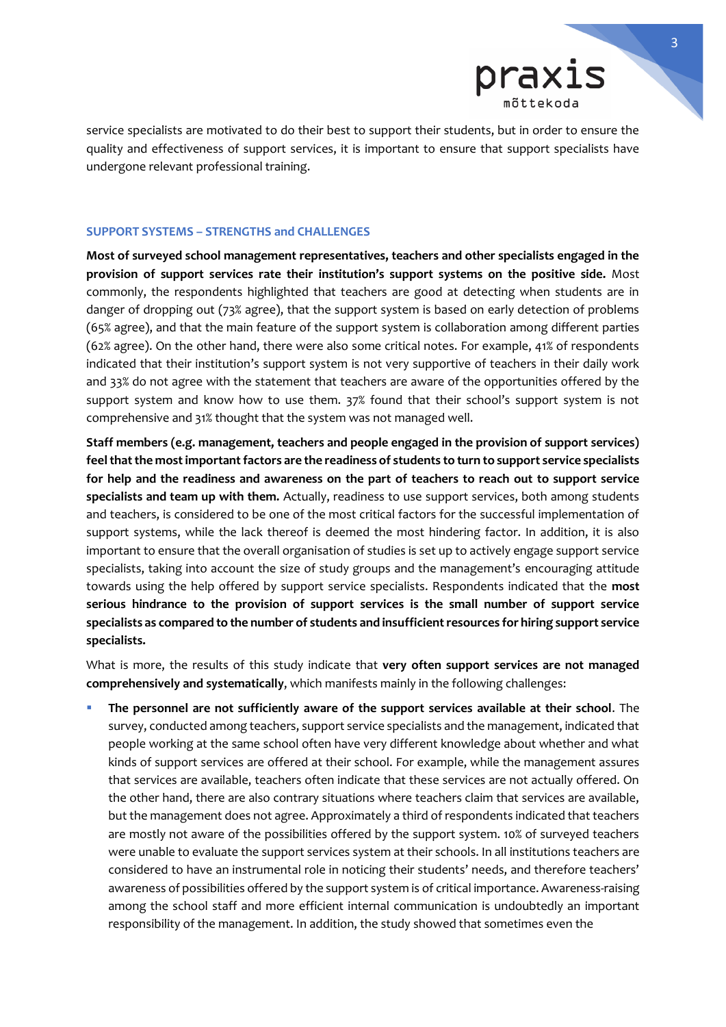service specialists are motivated to do their best to support their students, but in order to ensure the quality and effectiveness of support services, it is important to ensure that support specialists have undergone relevant professional training.

## SUPPORT SYSTEMS – STRENGTHS and CHALLENGES

**Most of surveyed school management representatives, teachers and other specialists engaged in the provision of support services rate their institution's support systems on the positive side.** Most commonly, the respondents highlighted that teachers are good at detecting when students are in danger of dropping out (73% agree), that the support system is based on early detection of problems (65% agree), and that the main feature of the support system is collaboration among different parties (62% agree). On the other hand, there were also some critical notes. For example, 41% of respondents indicated that their institution's support system is not very supportive of teachers in their daily work and 33% do not agree with the statement that teachers are aware of the opportunities offered by the support system and know how to use them. 37% found that their school's support system is not comprehensive and 31% thought that the system was not managed well.

**Staff members (e.g. management, teachers and people engaged in the provision of support services) feel that the most important factors are the readiness of students to turn to support service specialists for help and the readiness and awareness on the part of teachers to reach out to support service specialists and team up with them.** Actually, readiness to use support services, both among students and teachers, is considered to be one of the most critical factors for the successful implementation of support systems, while the lack thereof is deemed the most hindering factor. In addition, it is also important to ensure that the overall organisation of studies is set up to actively engage support service specialists, taking into account the size of study groups and the management's encouraging attitude towards using the help offered by support service specialists. Respondents indicated that the **most serious hindrance to the provision of support services is the small number of support service specialists as compared to the number of students and insufficient resources for hiring support service specialists.**

What is more, the results of this study indicate that **very often support services are not managed comprehensively and systematically**, which manifests mainly in the following challenges:

- **The personnel are not sufficiently aware of the support services available at their school**. The survey, conducted among teachers, support service specialists and the management, indicated that people working at the same school often have very different knowledge about whether and what kinds of support services are offered at their school. For example, while the management assures that services are available, teachers often indicate that these services are not actually offered. On the other hand, there are also contrary situations where teachers claim that services are available, but the management does not agree. Approximately a third of respondents indicated that teachers are mostly not aware of the possibilities offered by the support system. 10% of surveyed teachers were unable to evaluate the support services system at their schools. In all institutions teachers are considered to have an instrumental role in noticing their students' needs, and therefore teachers' awareness of possibilities offered by the support system is of critical importance. Awareness-raising among the school staff and more efficient internal communication is undoubtedly an important responsibility of the management. In addition, the study showed that sometimes even the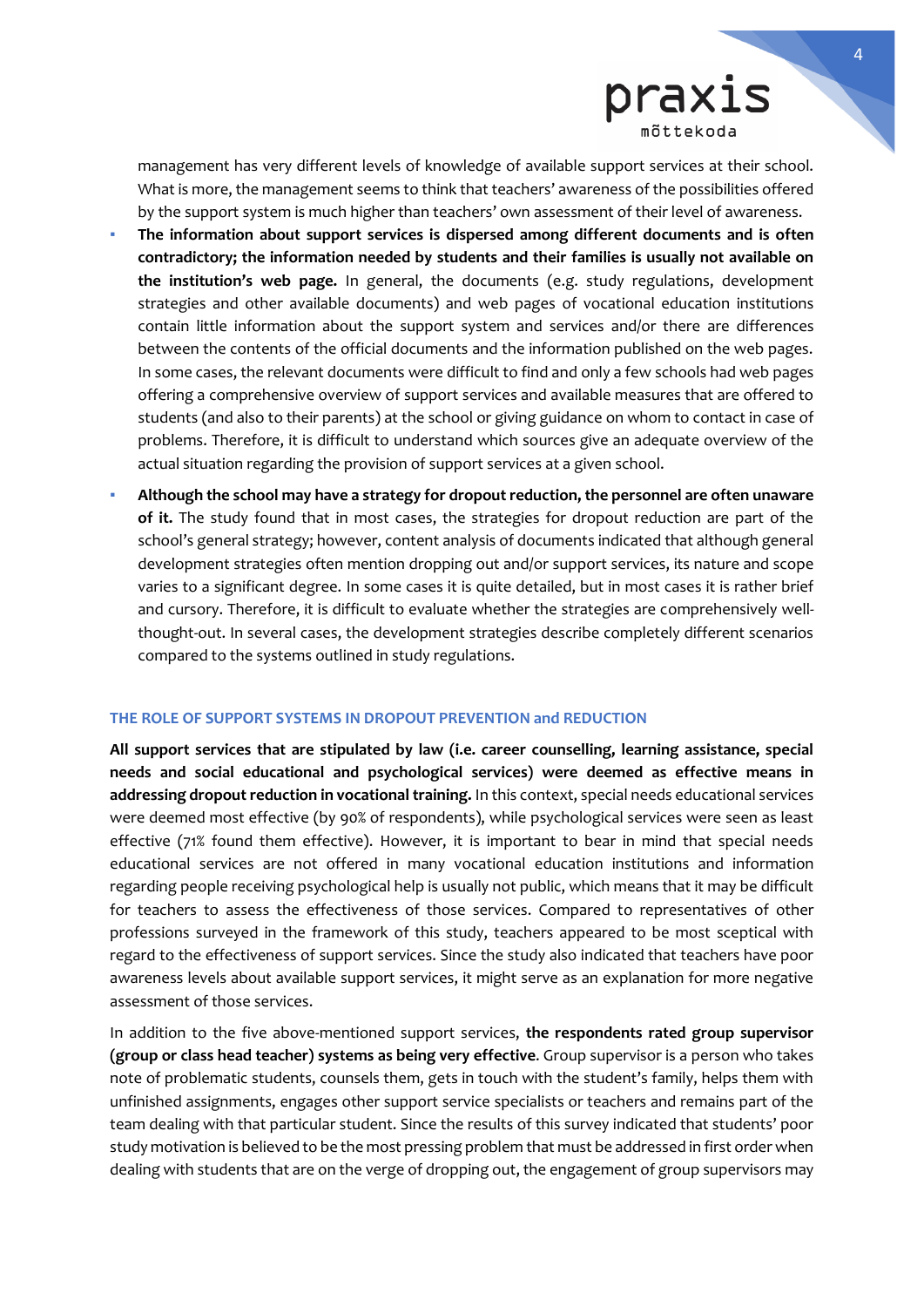management has very different levels of knowledge of available support services at their school. What is more, the management seems to think that teachers' awareness of the possibilities offered by the support system is much higher than teachers' own assessment of their level of awareness.

- **The information about support services is dispersed among different documents and is often contradictory; the information needed by students and their families is usually not available on the institution's web page.** In general, the documents (e.g. study regulations, development strategies and other available documents) and web pages of vocational education institutions contain little information about the support system and services and/or there are differences between the contents of the official documents and the information published on the web pages. In some cases, the relevant documents were difficult to find and only a few schools had web pages offering a comprehensive overview of support services and available measures that are offered to students (and also to their parents) at the school or giving guidance on whom to contact in case of problems. Therefore, it is difficult to understand which sources give an adequate overview of the actual situation regarding the provision of support services at a given school.
- **Although the school may have a strategy for dropout reduction, the personnel are often unaware of it.** The study found that in most cases, the strategies for dropout reduction are part of the school's general strategy; however, content analysis of documents indicated that although general development strategies often mention dropping out and/or support services, its nature and scope varies to a significant degree. In some cases it is quite detailed, but in most cases it is rather brief and cursory. Therefore, it is difficult to evaluate whether the strategies are comprehensively well-thought-out. In several cases, the development strategies describe completely different scenarios compared to the systems outlined in study regulations.

## THE ROLE OF SUPPORT SYSTEMS IN DROPOUT PREVENTION and REDUCTION

**All support services that are stipulated by law (i.e. career counselling, learning assistance, special needs and social educational and psychological services) were deemed as effective means in addressing dropout reduction in vocational training.** In this context, special needs educational services were deemed most effective (by 90% of respondents), while psychological services were seen as least effective (71% found them effective). However, it is important to bear in mind that special needs educational services are not offered in many vocational education institutions and information regarding people receiving psychological help is usually not public, which means that it may be difficult for teachers to assess the effectiveness of those services. Compared to representatives of other professions surveyed in the framework of this study, teachers appeared to be most sceptical with regard to the effectiveness of support services. Since the study also indicated that teachers have poor awareness levels about available support services, it might serve as an explanation for more negative assessment of those services.

In addition to the five above-mentioned support services, **the respondents rated group supervisor (group or class head teacher) systems as being very effective**. Group supervisor is a person who takes note of problematic students, counsels them, gets in touch with the student's family, helps them with unfinished assignments, engages other support service specialists or teachers and remains part of the team dealing with that particular student. Since the results of this survey indicated that students' poor study motivation is believed to be the most pressing problem that must be addressed in first order when dealing with students that are on the verge of dropping out, the engagement of group supervisors may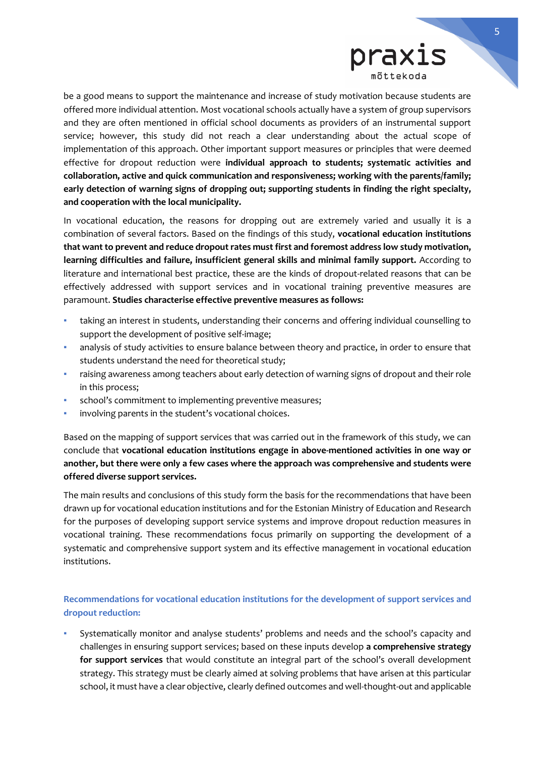be a good means to support the maintenance and increase of study motivation because students are offered more individual attention. Most vocational schools actually have a system of group supervisors and they are often mentioned in official school documents as providers of an instrumental support service; however, this study did not reach a clear understanding about the actual scope of implementation of this approach. Other important support measures or principles that were deemed effective for dropout reduction were **individual approach to students; systematic activities and collaboration, active and quick communication and responsiveness; working with the parents/family; early detection of warning signs of dropping out; supporting students in finding the right specialty, and cooperation with the local municipality.**

In vocational education, the reasons for dropping out are extremely varied and usually it is a combination of several factors. Based on the findings of this study, **vocational education institutions that want to prevent and reduce dropout rates must first and foremost address low study motivation, learning difficulties and failure, insufficient general skills and minimal family support.** According to literature and international best practice, these are the kinds of dropout-related reasons that can be effectively addressed with support services and in vocational training preventive measures are paramount. **Studies characterise effective preventive measures as follows:**

- taking an interest in students, understanding their concerns and offering individual counselling to support the development of positive self-image;
- analysis of study activities to ensure balance between theory and practice, in order to ensure that students understand the need for theoretical study;
- raising awareness among teachers about early detection of warning signs of dropout and their role in this process;
- school's commitment to implementing preventive measures;
- involving parents in the student's vocational choices.

Based on the mapping of support services that was carried out in the framework of this study, we can conclude that **vocational education institutions engage in above-mentioned activities in one way or another, but there were only a few cases where the approach was comprehensive and students were offered diverse support services.**

The main results and conclusions of this study form the basis for the recommendations that have been drawn up for vocational education institutions and for the Estonian Ministry of Education and Research for the purposes of developing support service systems and improve dropout reduction measures in vocational training. These recommendations focus primarily on supporting the development of a systematic and comprehensive support system and its effective management in vocational education institutions.

### Recommendations for vocational education institutions for the development of support services and dropout reduction:

- Systematically monitor and analyse students' problems and needs and the school's capacity and challenges in ensuring support services; based on these inputs develop **a comprehensive strategy for support services** that would constitute an integral part of the school's overall development strategy. This strategy must be clearly aimed at solving problems that have arisen at this particular school, it must have a clear objective, clearly defined outcomes and well-thought-out and applicable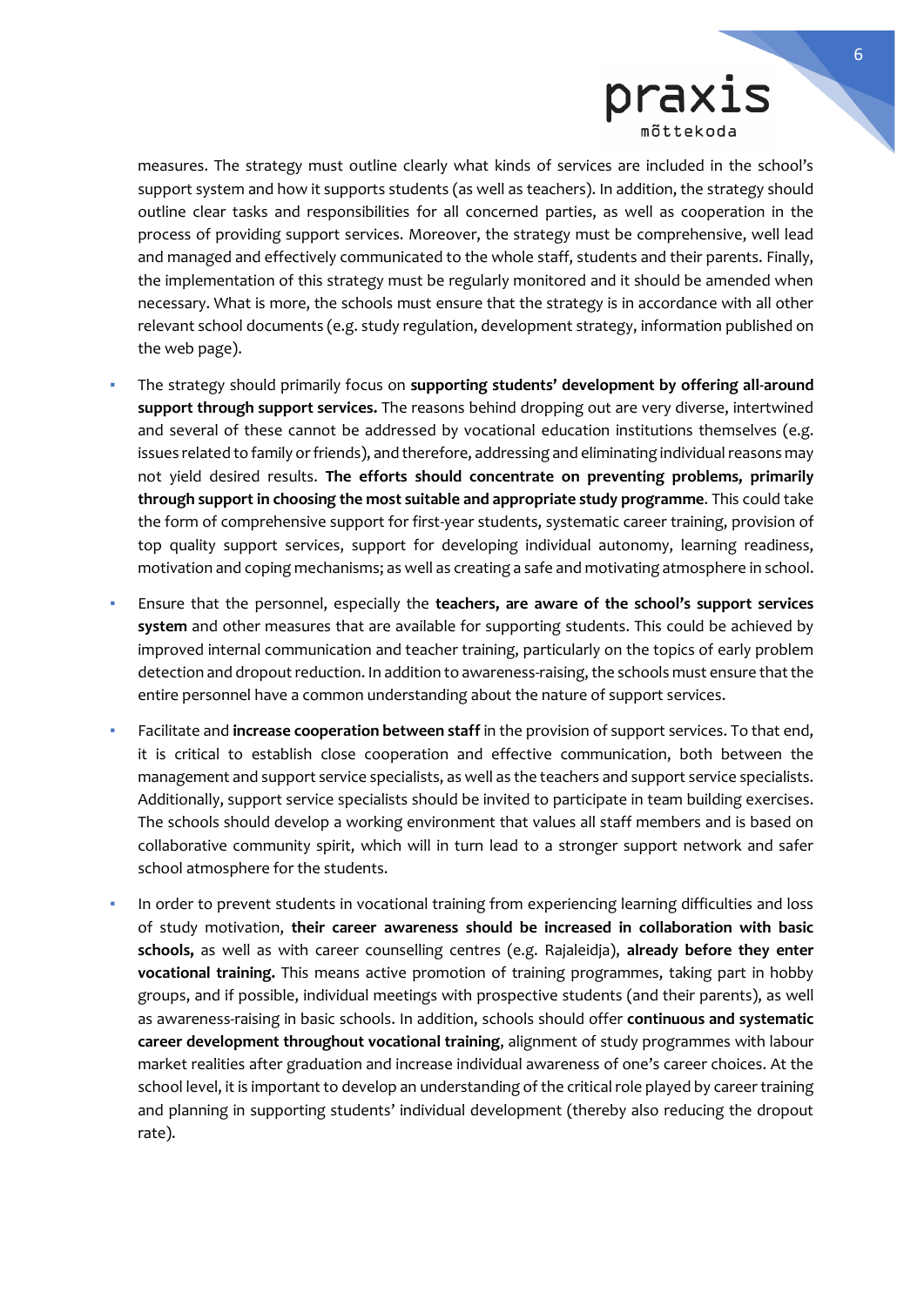measures. The strategy must outline clearly what kinds of services are included in the school's support system and how it supports students (as well as teachers). In addition, the strategy should outline clear tasks and responsibilities for all concerned parties, as well as cooperation in the process of providing support services. Moreover, the strategy must be comprehensive, well lead and managed and effectively communicated to the whole staff, students and their parents. Finally, the implementation of this strategy must be regularly monitored and it should be amended when necessary. What is more, the schools must ensure that the strategy is in accordance with all other relevant school documents (e.g. study regulation, development strategy, information published on the web page).

- The strategy should primarily focus on **supporting students' development by offering all-around support through support services.** The reasons behind dropping out are very diverse, intertwined and several of these cannot be addressed by vocational education institutions themselves (e.g. issues related to family or friends), and therefore, addressing and eliminating individual reasons may not yield desired results. **The efforts should concentrate on preventing problems, primarily through support in choosing the most suitable and appropriate study programme**. This could take the form of comprehensive support for first-year students, systematic career training, provision of top quality support services, support for developing individual autonomy, learning readiness, motivation and coping mechanisms; as well as creating a safe and motivating atmosphere in school.
- Ensure that the personnel, especially the **teachers, are aware of the school's support services system** and other measures that are available for supporting students. This could be achieved by improved internal communication and teacher training, particularly on the topics of early problem detection and dropout reduction. In addition to awareness-raising, the schools must ensure that the entire personnel have a common understanding about the nature of support services.
- Facilitate and **increase cooperation between staff** in the provision of support services. To that end, it is critical to establish close cooperation and effective communication, both between the management and support service specialists, as well as the teachers and support service specialists. Additionally, support service specialists should be invited to participate in team building exercises. The schools should develop a working environment that values all staff members and is based on collaborative community spirit, which will in turn lead to a stronger support network and safer school atmosphere for the students.
- In order to prevent students in vocational training from experiencing learning difficulties and loss of study motivation, **their career awareness should be increased in collaboration with basic schools,** as well as with career counselling centres (e.g. Rajaleidja), **already before they enter vocational training.** This means active promotion of training programmes, taking part in hobby groups, and if possible, individual meetings with prospective students (and their parents), as well as awareness-raising in basic schools. In addition, schools should offer **continuous and systematic career development throughout vocational training**, alignment of study programmes with labour market realities after graduation and increase individual awareness of one's career choices. At the school level, it is important to develop an understanding of the critical role played by career training and planning in supporting students' individual development (thereby also reducing the dropout rate).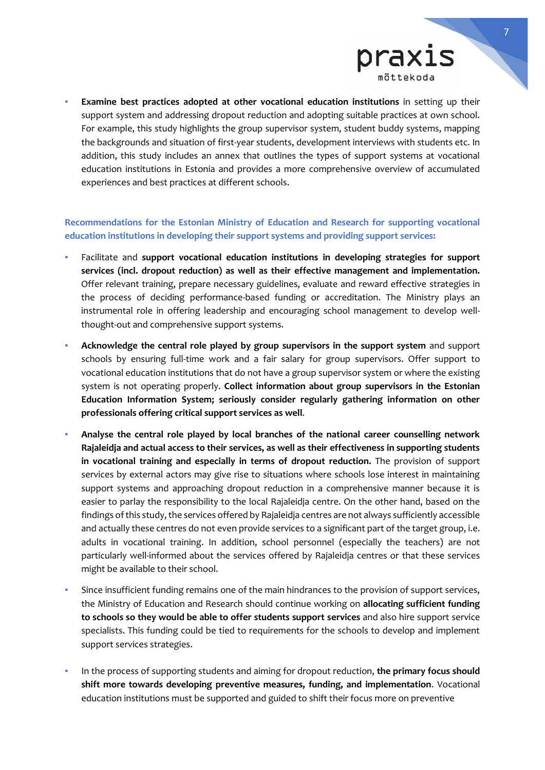- **Examine best practices adopted at other vocational education institutions** in setting up their support system and addressing dropout reduction and adopting suitable practices at own school. For example, this study highlights the group supervisor system, student buddy systems, mapping the backgrounds and situation of first-year students, development interviews with students etc. In addition, this study includes an annex that outlines the types of support systems at vocational education institutions in Estonia and provides a more comprehensive overview of accumulated experiences and best practices at different schools.

**Recommendations for the Estonian Ministry of Education and Research for supporting vocational education institutions in developing their support systems and providing support services:**

- Facilitate and **support vocational education institutions in developing strategies for support services (incl. dropout reduction) as well as their effective management and implementation.** Offer relevant training, prepare necessary guidelines, evaluate and reward effective strategies in the process of deciding performance-based funding or accreditation. The Ministry plays an instrumental role in offering leadership and encouraging school management to develop well-thought-out and comprehensive support systems.
- **Acknowledge the central role played by group supervisors in the support system** and support schools by ensuring full-time work and a fair salary for group supervisors. Offer support to vocational education institutions that do not have a group supervisor system or where the existing system is not operating properly. **Collect information about group supervisors in the Estonian Education Information System; seriously consider regularly gathering information on other professionals offering critical support services as well**.
- **Analyse the central role played by local branches of the national career counselling network Rajaleidja and actual access to their services, as well as their effectiveness in supporting students in vocational training and especially in terms of dropout reduction.** The provision of support services by external actors may give rise to situations where schools lose interest in maintaining support systems and approaching dropout reduction in a comprehensive manner because it is easier to parlay the responsibility to the local Rajaleidja centre. On the other hand, based on the findings of this study, the services offered by Rajaleidja centres are not always sufficiently accessible and actually these centres do not even provide services to a significant part of the target group, i.e. adults in vocational training. In addition, school personnel (especially the teachers) are not particularly well-informed about the services offered by Rajaleidja centres or that these services might be available to their school.
- Since insufficient funding remains one of the main hindrances to the provision of support services, the Ministry of Education and Research should continue working on **allocating sufficient funding to schools so they would be able to offer students support services** and also hire support service specialists. This funding could be tied to requirements for the schools to develop and implement support services strategies.
- In the process of supporting students and aiming for dropout reduction, **the primary focus should shift more towards developing preventive measures, funding, and implementation**. Vocational education institutions must be supported and guided to shift their focus more on preventive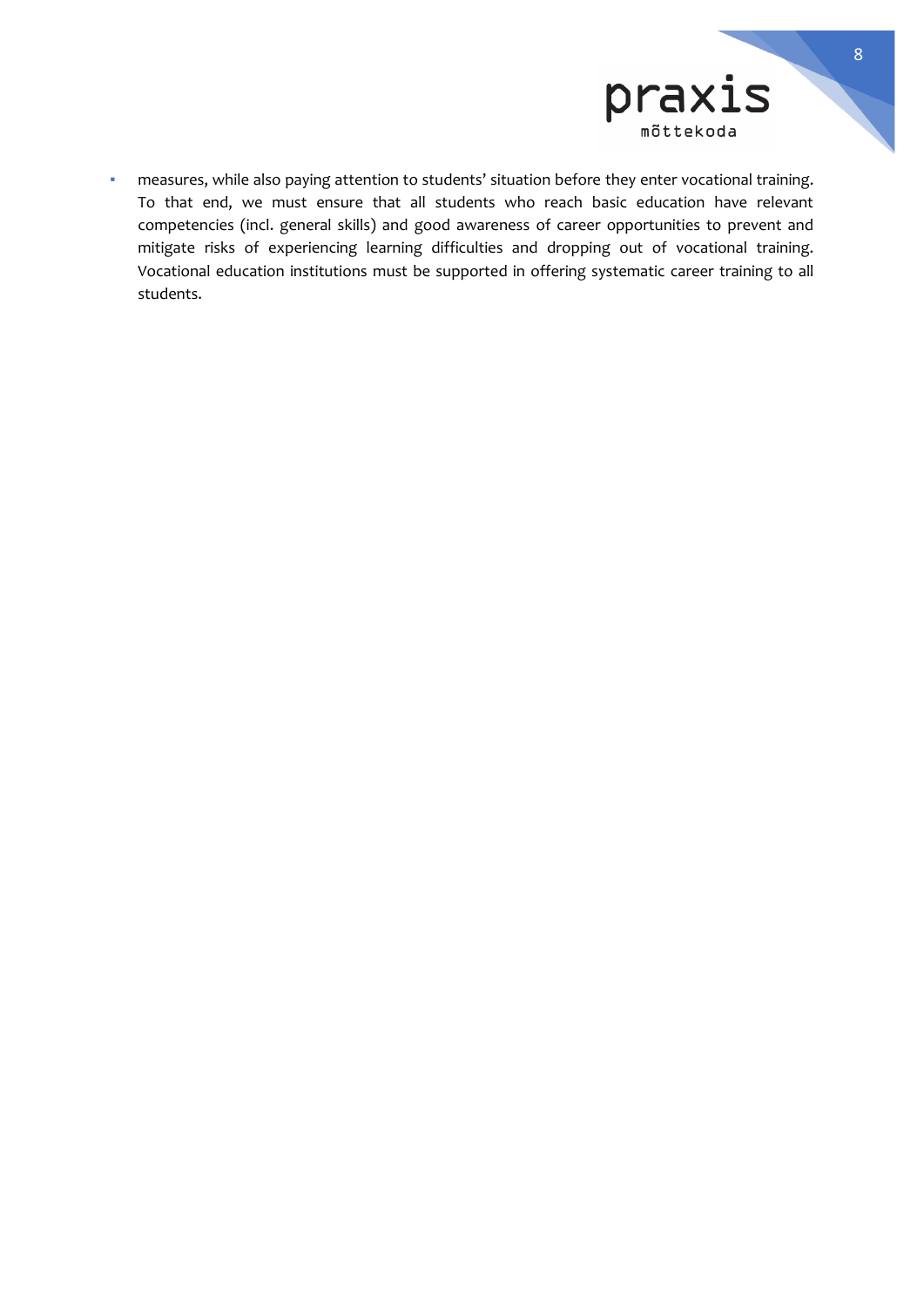- measures, while also paying attention to students' situation before they enter vocational training. To that end, we must ensure that all students who reach basic education have relevant competencies (incl. general skills) and good awareness of career opportunities to prevent and mitigate risks of experiencing learning difficulties and dropping out of vocational training. Vocational education institutions must be supported in offering systematic career training to all students.